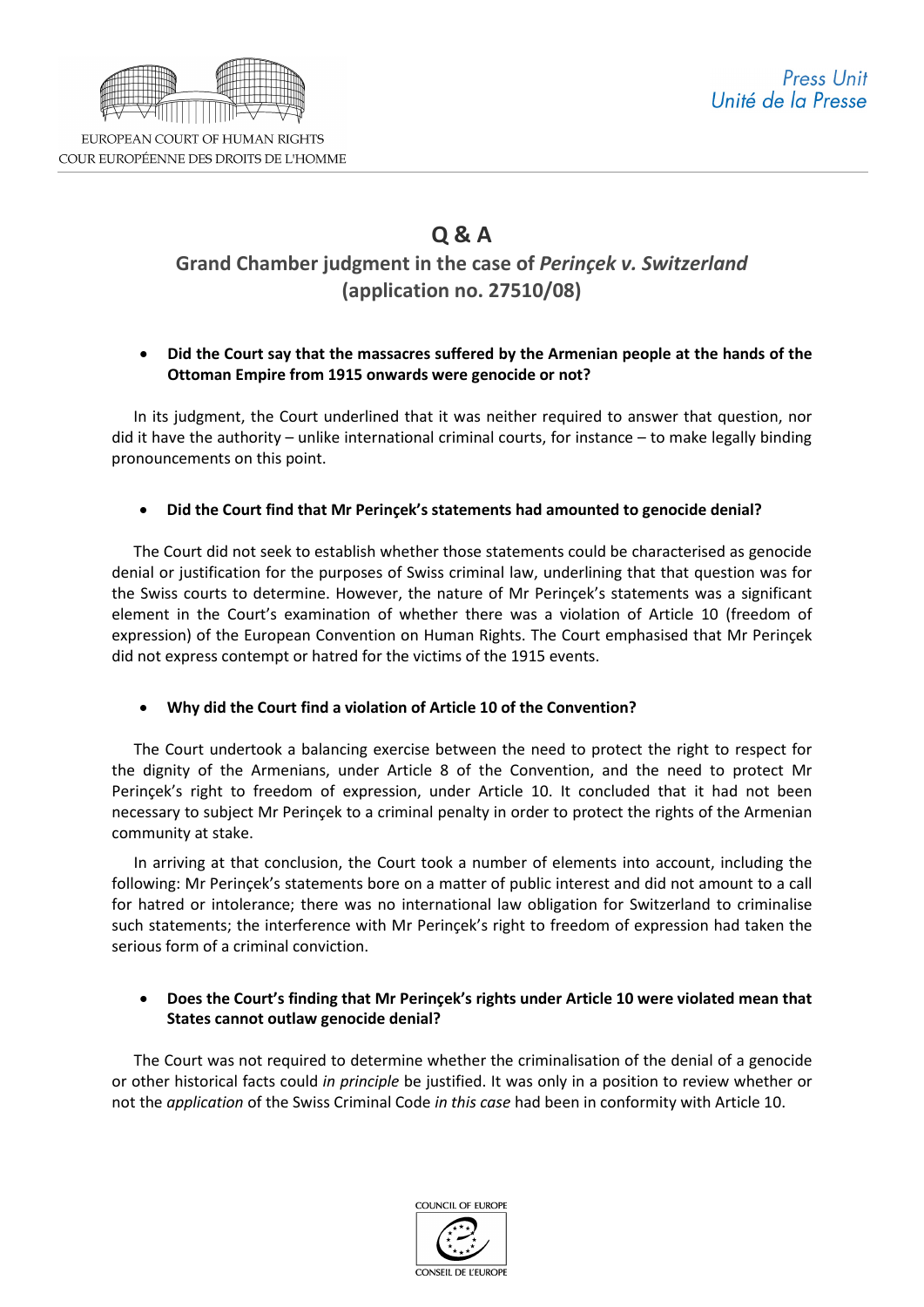EUROPEAN COURT OF HUMAN RIGHTS
COUR EUROPÉENNE DES DROITS DE L'HOMME

*Press Unit*
*Unité de la Presse*

# Q & A

## Grand Chamber judgment in the case of *Perinçek v. Switzerland* (application no. 27510/08)

- **Did the Court say that the massacres suffered by the Armenian people at the hands of the Ottoman Empire from 1915 onwards were genocide or not?**

In its judgment, the Court underlined that it was neither required to answer that question, nor did it have the authority – unlike international criminal courts, for instance – to make legally binding pronouncements on this point.

- **Did the Court find that Mr Perinçek's statements had amounted to genocide denial?**

The Court did not seek to establish whether those statements could be characterised as genocide denial or justification for the purposes of Swiss criminal law, underlining that that question was for the Swiss courts to determine. However, the nature of Mr Perinçek's statements was a significant element in the Court's examination of whether there was a violation of Article 10 (freedom of expression) of the European Convention on Human Rights. The Court emphasised that Mr Perinçek did not express contempt or hatred for the victims of the 1915 events.

- **Why did the Court find a violation of Article 10 of the Convention?**

The Court undertook a balancing exercise between the need to protect the right to respect for the dignity of the Armenians, under Article 8 of the Convention, and the need to protect Mr Perinçek's right to freedom of expression, under Article 10. It concluded that it had not been necessary to subject Mr Perinçek to a criminal penalty in order to protect the rights of the Armenian community at stake.

In arriving at that conclusion, the Court took a number of elements into account, including the following: Mr Perinçek's statements bore on a matter of public interest and did not amount to a call for hatred or intolerance; there was no international law obligation for Switzerland to criminalise such statements; the interference with Mr Perinçek's right to freedom of expression had taken the serious form of a criminal conviction.

- **Does the Court's finding that Mr Perinçek's rights under Article 10 were violated mean that States cannot outlaw genocide denial?**

The Court was not required to determine whether the criminalisation of the denial of a genocide or other historical facts could *in principle* be justified. It was only in a position to review whether or not the *application* of the Swiss Criminal Code *in this case* had been in conformity with Article 10.

COUNCIL OF EUROPE
CONSEIL DE L'EUROPE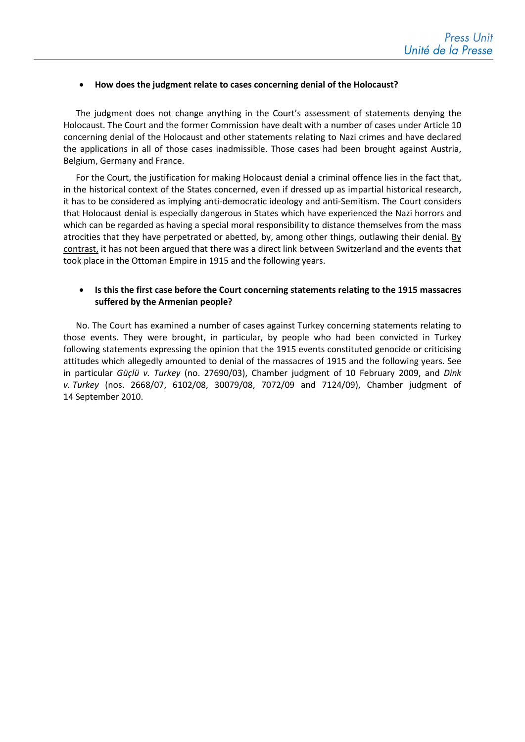- **How does the judgment relate to cases concerning denial of the Holocaust?**

The judgment does not change anything in the Court's assessment of statements denying the Holocaust. The Court and the former Commission have dealt with a number of cases under Article 10 concerning denial of the Holocaust and other statements relating to Nazi crimes and have declared the applications in all of those cases inadmissible. Those cases had been brought against Austria, Belgium, Germany and France.

For the Court, the justification for making Holocaust denial a criminal offence lies in the fact that, in the historical context of the States concerned, even if dressed up as impartial historical research, it has to be considered as implying anti-democratic ideology and anti-Semitism. The Court considers that Holocaust denial is especially dangerous in States which have experienced the Nazi horrors and which can be regarded as having a special moral responsibility to distance themselves from the mass atrocities that they have perpetrated or abetted, by, among other things, outlawing their denial. By contrast, it has not been argued that there was a direct link between Switzerland and the events that took place in the Ottoman Empire in 1915 and the following years.

- **Is this the first case before the Court concerning statements relating to the 1915 massacres suffered by the Armenian people?**

No. The Court has examined a number of cases against Turkey concerning statements relating to those events. They were brought, in particular, by people who had been convicted in Turkey following statements expressing the opinion that the 1915 events constituted genocide or criticising attitudes which allegedly amounted to denial of the massacres of 1915 and the following years. See in particular *Güçlü v. Turkey* (no. 27690/03), Chamber judgment of 10 February 2009, and *Dink v. Turkey* (nos. 2668/07, 6102/08, 30079/08, 7072/09 and 7124/09), Chamber judgment of 14 September 2010.